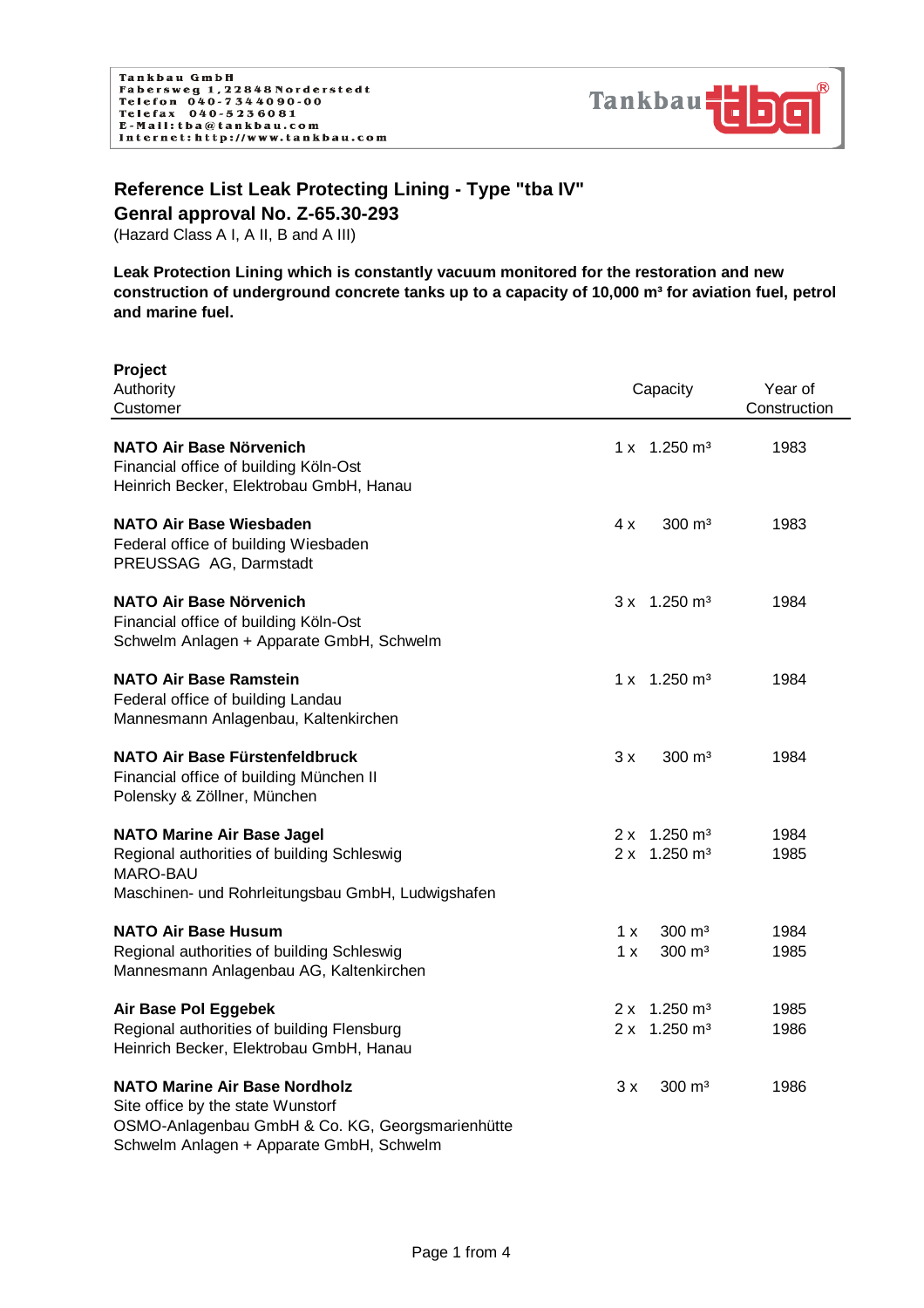Tankbau GmbH
Fabersweg 1, 22848 Norderstedt
Telefon 040-7344090-00
Telefax 040-5236081
E-Mail: tba@tankbau.com
Internet: http://www.tankbau.com

Tankbau tba®

## Reference List Leak Protecting Lining - Type "tba IV"

## Genral approval No. Z-65.30-293

(Hazard Class A I, A II, B and A III)

**Leak Protection Lining which is constantly vacuum monitored for the restoration and new construction of underground concrete tanks up to a capacity of 10,000 m³ for aviation fuel, petrol and marine fuel.**

| **Project**<br>Authority<br>Customer | Capacity | Year of Construction |
|---|---|---|
| **NATO Air Base Nörvenich**<br>Financial office of building Köln-Ost<br>Heinrich Becker, Elektrobau GmbH, Hanau | 1 x 1.250 m³ | 1983 |
| **NATO Air Base Wiesbaden**<br>Federal office of building Wiesbaden<br>PREUSSAG AG, Darmstadt | 4 x 300 m³ | 1983 |
| **NATO Air Base Nörvenich**<br>Financial office of building Köln-Ost<br>Schwelm Anlagen + Apparate GmbH, Schwelm | 3 x 1.250 m³ | 1984 |
| **NATO Air Base Ramstein**<br>Federal office of building Landau<br>Mannesmann Anlagenbau, Kaltenkirchen | 1 x 1.250 m³ | 1984 |
| **NATO Air Base Fürstenfeldbruck**<br>Financial office of building München II<br>Polensky & Zöllner, München | 3 x 300 m³ | 1984 |
| **NATO Marine Air Base Jagel**<br>Regional authorities of building Schleswig<br>MARO-BAU<br>Maschinen- und Rohrleitungsbau GmbH, Ludwigshafen | 2 x 1.250 m³<br>2 x 1.250 m³ | 1984<br>1985 |
| **NATO Air Base Husum**<br>Regional authorities of building Schleswig<br>Mannesmann Anlagenbau AG, Kaltenkirchen | 1 x 300 m³<br>1 x 300 m³ | 1984<br>1985 |
| **Air Base Pol Eggebek**<br>Regional authorities of building Flensburg<br>Heinrich Becker, Elektrobau GmbH, Hanau | 2 x 1.250 m³<br>2 x 1.250 m³ | 1985<br>1986 |
| **NATO Marine Air Base Nordholz**<br>Site office by the state Wunstorf<br>OSMO-Anlagenbau GmbH & Co. KG, Georgsmarienhütte<br>Schwelm Anlagen + Apparate GmbH, Schwelm | 3 x 300 m³ | 1986 |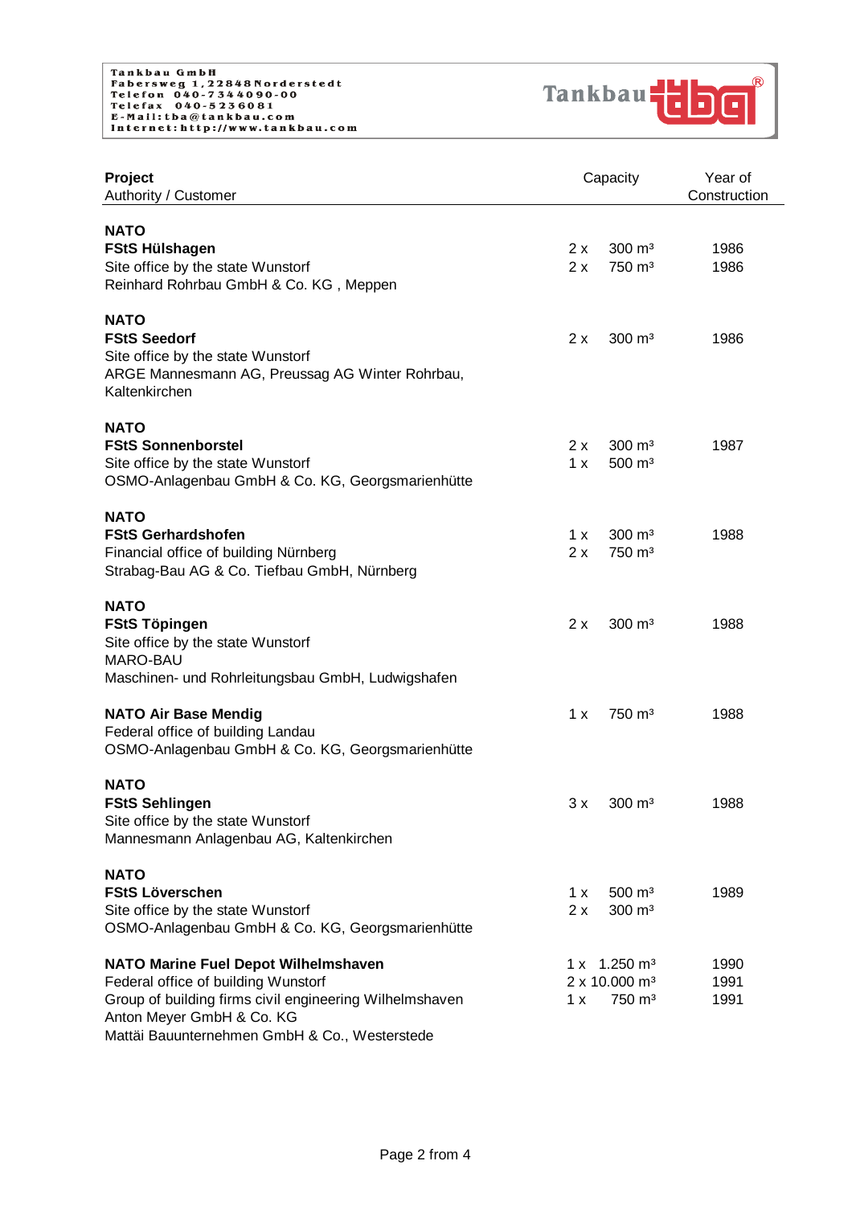Tankbau GmbH
Fabersweg 1, 22848 Norderstedt
Telefon 040-7344090-00
Telefax 040-5236081
E-Mail: tba@tankbau.com
Internet: http://www.tankbau.com

| **Project**<br>Authority / Customer | Capacity | Year of Construction |
|---|---|---|
| **NATO**<br>**FStS Hülshagen**<br>Site office by the state Wunstorf<br>Reinhard Rohrbau GmbH & Co. KG , Meppen | 2 x 300 m³<br>2 x 750 m³ | 1986<br>1986 |
| **NATO**<br>**FStS Seedorf**<br>Site office by the state Wunstorf<br>ARGE Mannesmann AG, Preussag AG Winter Rohrbau, Kaltenkirchen | 2 x 300 m³ | 1986 |
| **NATO**<br>**FStS Sonnenborstel**<br>Site office by the state Wunstorf<br>OSMO-Anlagenbau GmbH & Co. KG, Georgsmarienhütte | 2 x 300 m³<br>1 x 500 m³ | 1987 |
| **NATO**<br>**FStS Gerhardshofen**<br>Financial office of building Nürnberg<br>Strabag-Bau AG & Co. Tiefbau GmbH, Nürnberg | 1 x 300 m³<br>2 x 750 m³ | 1988 |
| **NATO**<br>**FStS Töpingen**<br>Site office by the state Wunstorf<br>MARO-BAU<br>Maschinen- und Rohrleitungsbau GmbH, Ludwigshafen | 2 x 300 m³ | 1988 |
| **NATO Air Base Mendig**<br>Federal office of building Landau<br>OSMO-Anlagenbau GmbH & Co. KG, Georgsmarienhütte | 1 x 750 m³ | 1988 |
| **NATO**<br>**FStS Sehlingen**<br>Site office by the state Wunstorf<br>Mannesmann Anlagenbau AG, Kaltenkirchen | 3 x 300 m³ | 1988 |
| **NATO**<br>**FStS Löverschen**<br>Site office by the state Wunstorf<br>OSMO-Anlagenbau GmbH & Co. KG, Georgsmarienhütte | 1 x 500 m³<br>2 x 300 m³ | 1989 |
| **NATO Marine Fuel Depot Wilhelmshaven**<br>Federal office of building Wunstorf<br>Group of building firms civil engineering Wilhelmshaven<br>Anton Meyer GmbH & Co. KG<br>Mattäi Bauunternehmen GmbH & Co., Westerstede | 1 x 1.250 m³<br>2 x 10.000 m³<br>1 x 750 m³ | 1990<br>1991<br>1991 |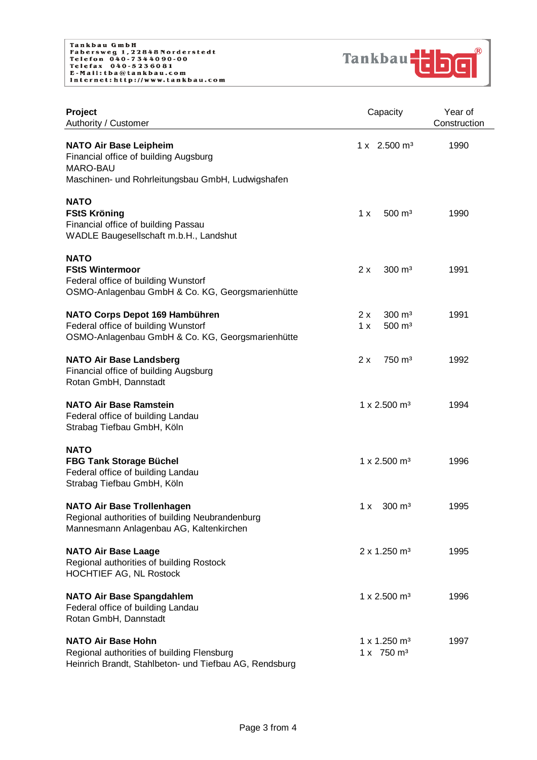Tankbau GmbH
Fabersweg 1, 22848 Norderstedt
Telefon 040-7344090-00
Telefax 040-5236081
E-Mail: tba@tankbau.com
Internet: http://www.tankbau.com

| **Project**<br>Authority / Customer | Capacity | Year of Construction |
|---|---|---|
| **NATO Air Base Leipheim**<br>Financial office of building Augsburg<br>MARO-BAU<br>Maschinen- und Rohrleitungsbau GmbH, Ludwigshafen | 1 x 2.500 m³ | 1990 |
| **NATO**<br>**FStS Kröning**<br>Financial office of building Passau<br>WADLE Baugesellschaft m.b.H., Landshut | 1 x 500 m³ | 1990 |
| **NATO**<br>**FStS Wintermoor**<br>Federal office of building Wunstorf<br>OSMO-Anlagenbau GmbH & Co. KG, Georgsmarienhütte | 2 x 300 m³ | 1991 |
| **NATO Corps Depot 169 Hambühren**<br>Federal office of building Wunstorf<br>OSMO-Anlagenbau GmbH & Co. KG, Georgsmarienhütte | 2 x 300 m³<br>1 x 500 m³ | 1991 |
| **NATO Air Base Landsberg**<br>Financial office of building Augsburg<br>Rotan GmbH, Dannstadt | 2 x 750 m³ | 1992 |
| **NATO Air Base Ramstein**<br>Federal office of building Landau<br>Strabag Tiefbau GmbH, Köln | 1 x 2.500 m³ | 1994 |
| **NATO**<br>**FBG Tank Storage Büchel**<br>Federal office of building Landau<br>Strabag Tiefbau GmbH, Köln | 1 x 2.500 m³ | 1996 |
| **NATO Air Base Trollenhagen**<br>Regional authorities of building Neubrandenburg<br>Mannesmann Anlagenbau AG, Kaltenkirchen | 1 x 300 m³ | 1995 |
| **NATO Air Base Laage**<br>Regional authorities of building Rostock<br>HOCHTIEF AG, NL Rostock | 2 x 1.250 m³ | 1995 |
| **NATO Air Base Spangdahlem**<br>Federal office of building Landau<br>Rotan GmbH, Dannstadt | 1 x 2.500 m³ | 1996 |
| **NATO Air Base Hohn**<br>Regional authorities of building Flensburg<br>Heinrich Brandt, Stahlbeton- und Tiefbau AG, Rendsburg | 1 x 1.250 m³<br>1 x 750 m³ | 1997 |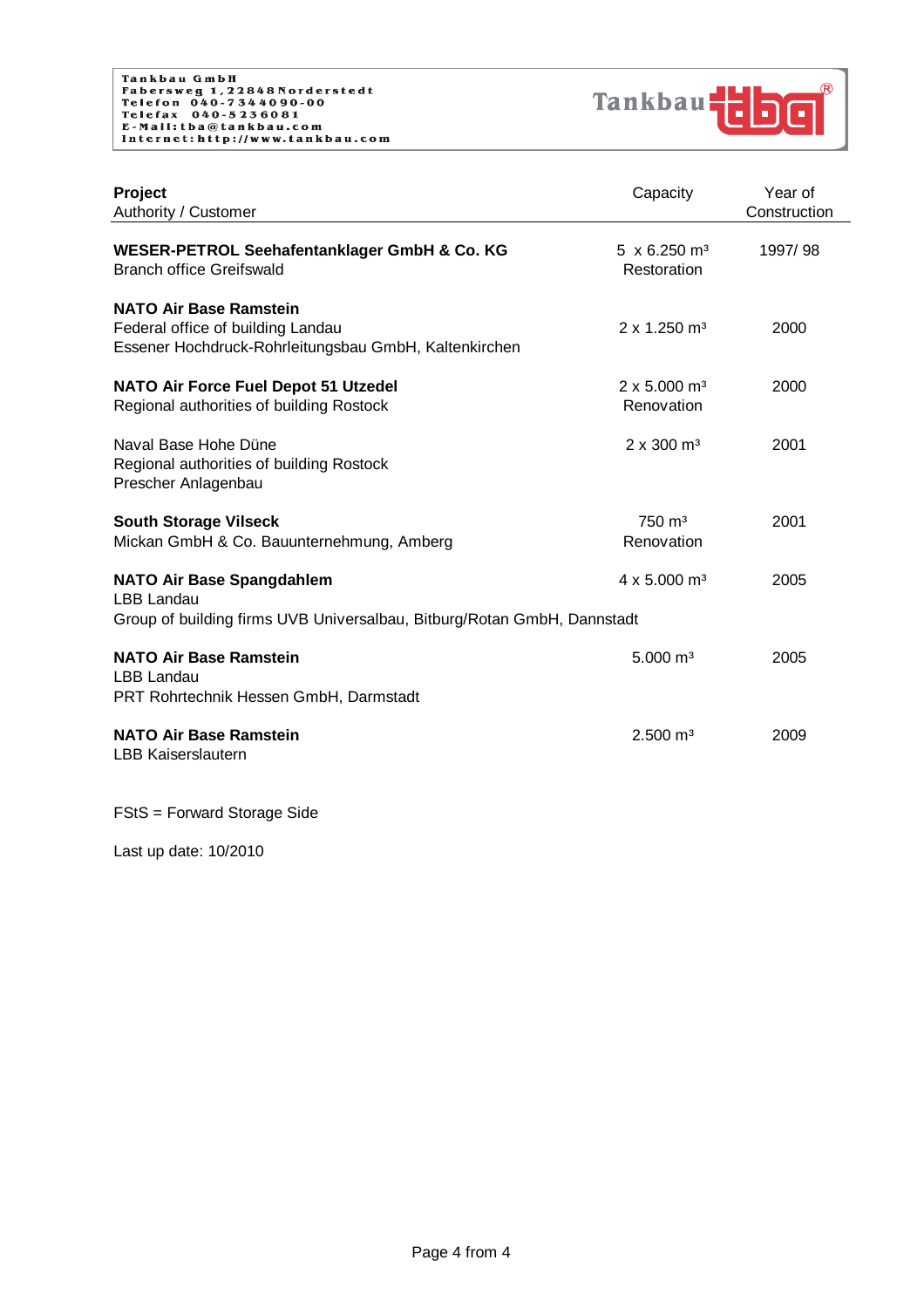Tankbau GmbH
Fabersweg 1, 22848 Norderstedt
Telefon 040-7344090-00
Telefax 040-5236081
E-Mail: tba@tankbau.com
Internet: http://www.tankbau.com

Tankbau tba®

| **Project**<br>Authority / Customer | Capacity | Year of Construction |
|---|---|---|
| **WESER-PETROL Seehafentanklager GmbH & Co. KG**<br>Branch office Greifswald | 5 x 6.250 m³<br>Restoration | 1997/ 98 |
| **NATO Air Base Ramstein**<br>Federal office of building Landau<br>Essener Hochdruck-Rohrleitungsbau GmbH, Kaltenkirchen | 2 x 1.250 m³ | 2000 |
| **NATO Air Force Fuel Depot 51 Utzedel**<br>Regional authorities of building Rostock | 2 x 5.000 m³<br>Renovation | 2000 |
| Naval Base Hohe Düne<br>Regional authorities of building Rostock<br>Prescher Anlagenbau | 2 x 300 m³ | 2001 |
| **South Storage Vilseck**<br>Mickan GmbH & Co. Bauunternehmung, Amberg | 750 m³<br>Renovation | 2001 |
| **NATO Air Base Spangdahlem**<br>LBB Landau<br>Group of building firms UVB Universalbau, Bitburg/Rotan GmbH, Dannstadt | 4 x 5.000 m³ | 2005 |
| **NATO Air Base Ramstein**<br>LBB Landau<br>PRT Rohrtechnik Hessen GmbH, Darmstadt | 5.000 m³ | 2005 |
| **NATO Air Base Ramstein**<br>LBB Kaiserslautern | 2.500 m³ | 2009 |

FStS = Forward Storage Side

Last up date: 10/2010